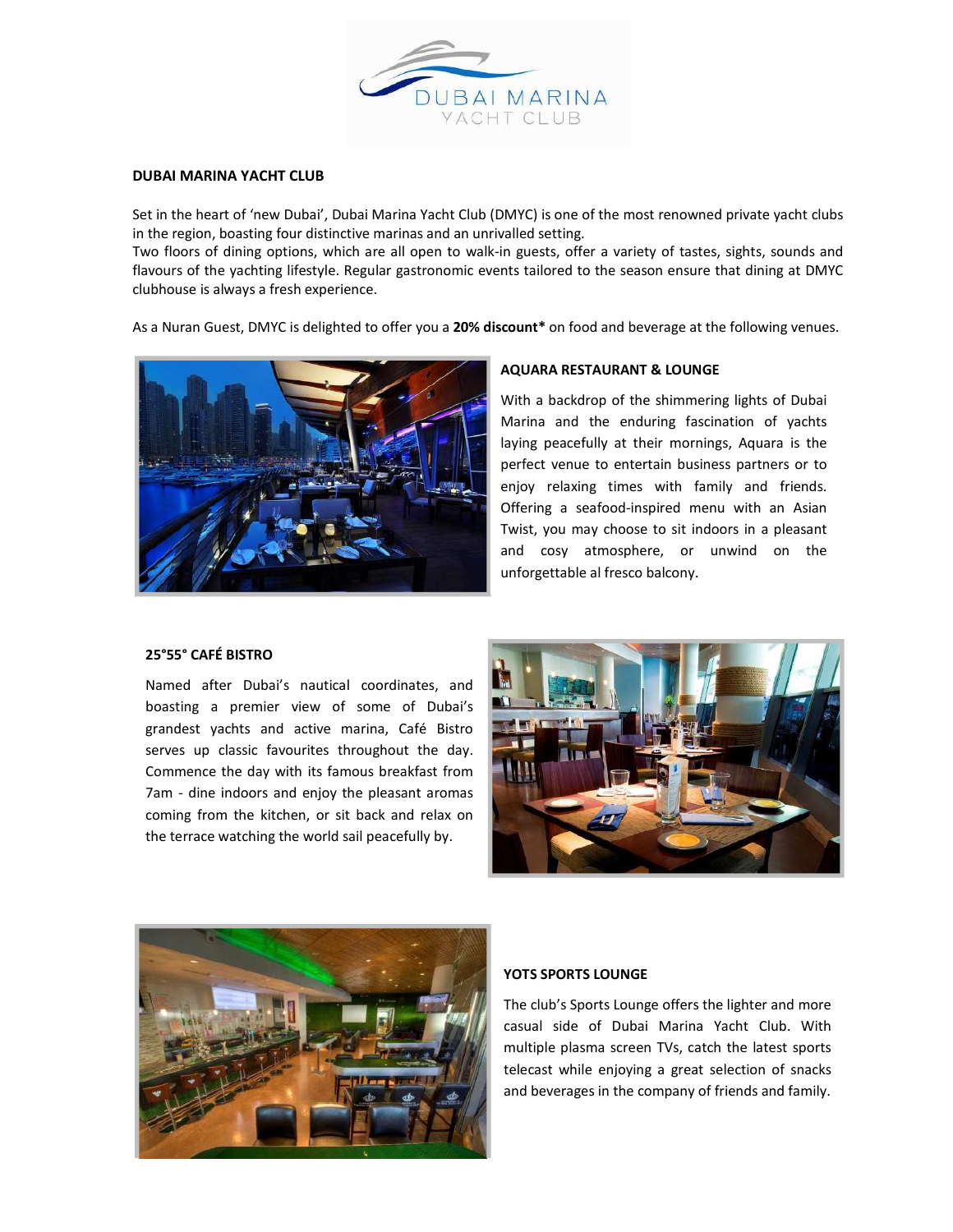## DUBAI MARINA YACHT CLUB

Set in the heart of 'new Dubai', Dubai Marina Yacht Club (DMYC) is one of the most renowned private yacht clubs in the region, boasting four distinctive marinas and an unrivalled setting.
Two floors of dining options, which are all open to walk-in guests, offer a variety of tastes, sights, sounds and flavours of the yachting lifestyle. Regular gastronomic events tailored to the season ensure that dining at DMYC clubhouse is always a fresh experience.

As a Nuran Guest, DMYC is delighted to offer you a **20% discount*** on food and beverage at the following venues.

### AQUARA RESTAURANT & LOUNGE

With a backdrop of the shimmering lights of Dubai Marina and the enduring fascination of yachts laying peacefully at their mornings, Aquara is the perfect venue to entertain business partners or to enjoy relaxing times with family and friends. Offering a seafood-inspired menu with an Asian Twist, you may choose to sit indoors in a pleasant and cosy atmosphere, or unwind on the unforgettable al fresco balcony.

### 25°55° CAFÉ BISTRO

Named after Dubai's nautical coordinates, and boasting a premier view of some of Dubai's grandest yachts and active marina, Café Bistro serves up classic favourites throughout the day. Commence the day with its famous breakfast from 7am - dine indoors and enjoy the pleasant aromas coming from the kitchen, or sit back and relax on the terrace watching the world sail peacefully by.

### YOTS SPORTS LOUNGE

The club's Sports Lounge offers the lighter and more casual side of Dubai Marina Yacht Club. With multiple plasma screen TVs, catch the latest sports telecast while enjoying a great selection of snacks and beverages in the company of friends and family.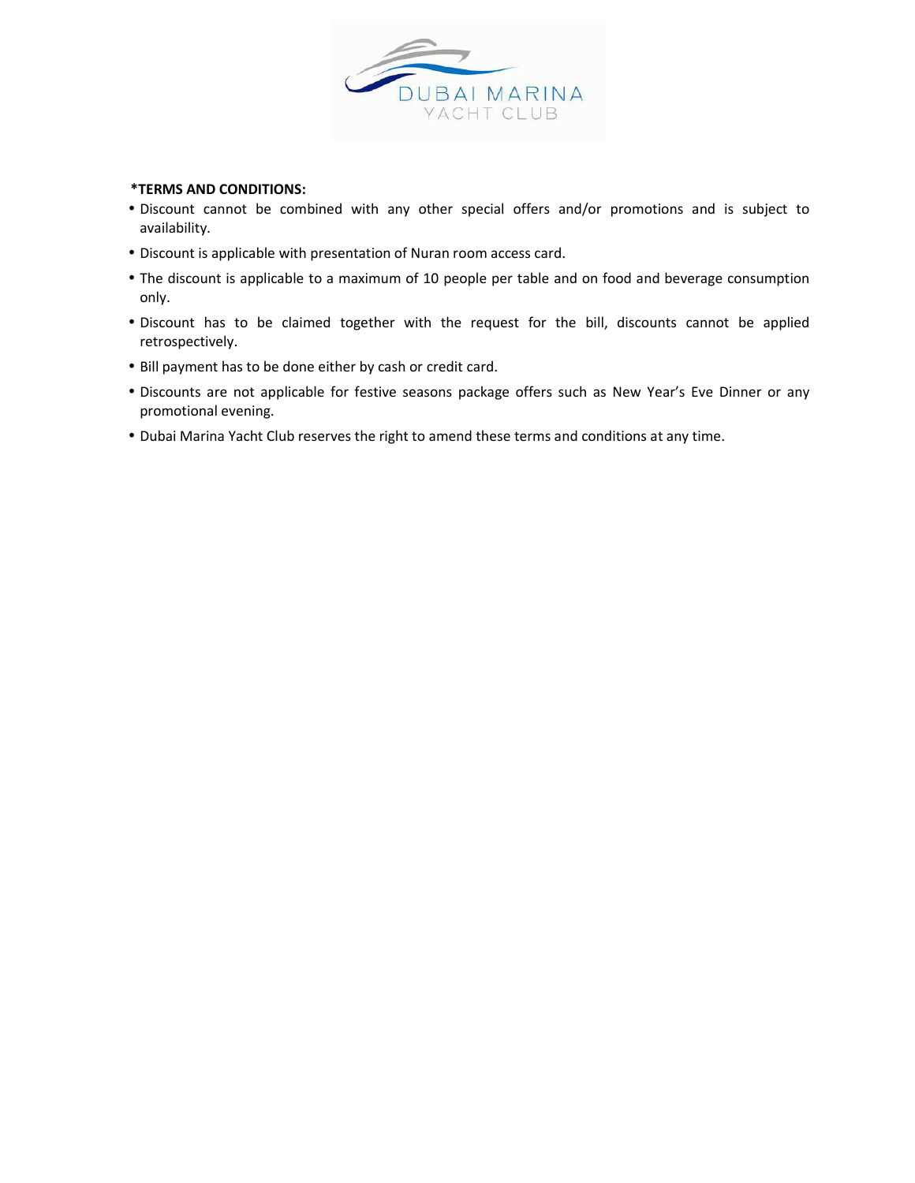**\*TERMS AND CONDITIONS:**

- Discount cannot be combined with any other special offers and/or promotions and is subject to availability.
- Discount is applicable with presentation of Nuran room access card.
- The discount is applicable to a maximum of 10 people per table and on food and beverage consumption only.
- Discount has to be claimed together with the request for the bill, discounts cannot be applied retrospectively.
- Bill payment has to be done either by cash or credit card.
- Discounts are not applicable for festive seasons package offers such as New Year's Eve Dinner or any promotional evening.
- Dubai Marina Yacht Club reserves the right to amend these terms and conditions at any time.